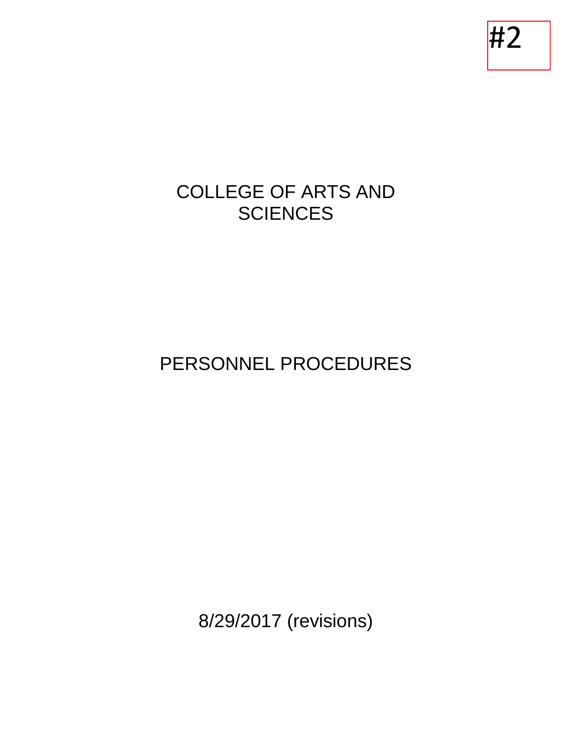#2

# COLLEGE OF ARTS AND SCIENCES

# PERSONNEL PROCEDURES

8/29/2017 (revisions)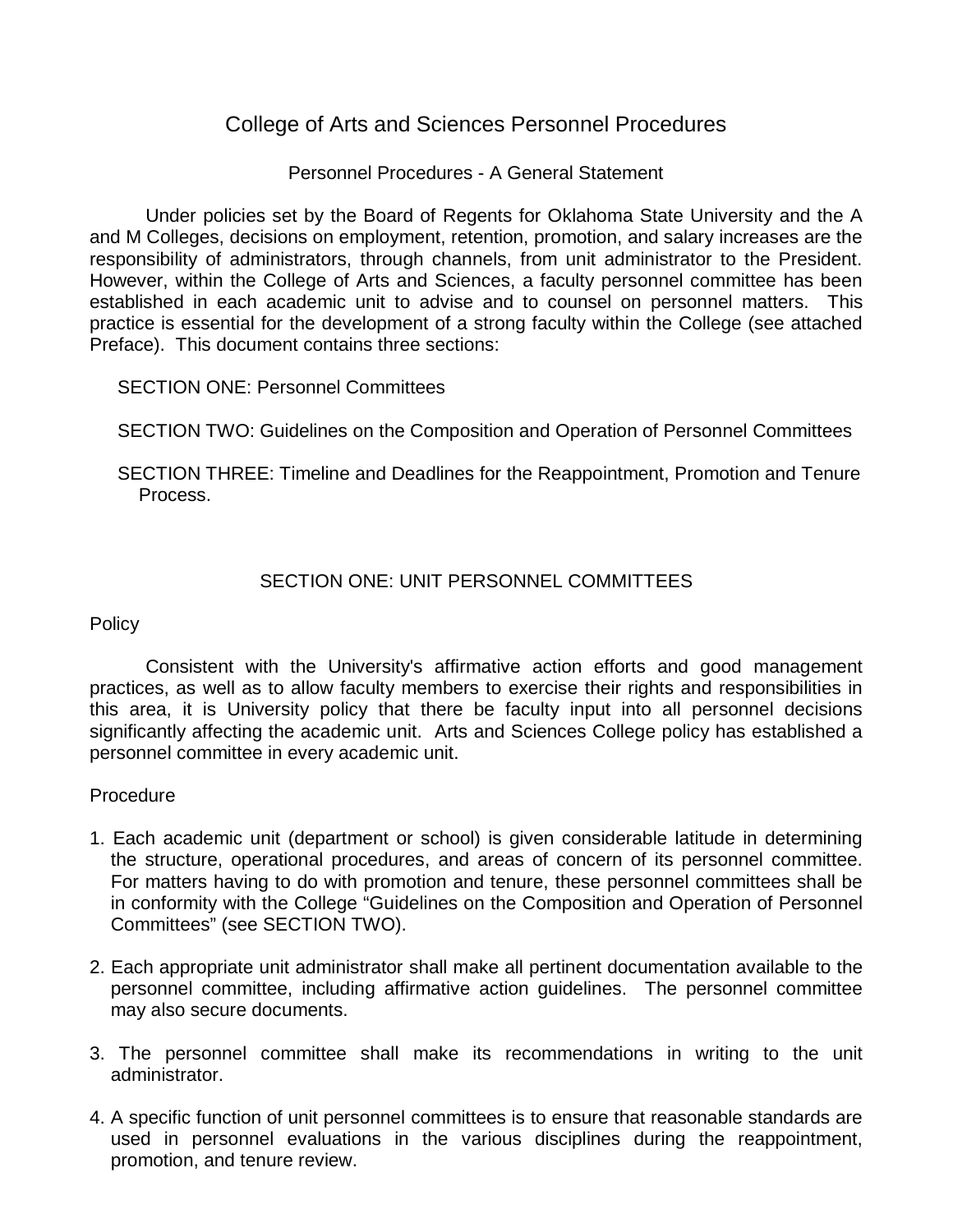# College of Arts and Sciences Personnel Procedures

## Personnel Procedures - A General Statement

Under policies set by the Board of Regents for Oklahoma State University and the A and M Colleges, decisions on employment, retention, promotion, and salary increases are the responsibility of administrators, through channels, from unit administrator to the President. However, within the College of Arts and Sciences, a faculty personnel committee has been established in each academic unit to advise and to counsel on personnel matters. This practice is essential for the development of a strong faculty within the College (see attached Preface). This document contains three sections:

SECTION ONE: Personnel Committees

SECTION TWO: Guidelines on the Composition and Operation of Personnel Committees

SECTION THREE: Timeline and Deadlines for the Reappointment, Promotion and Tenure Process.

## SECTION ONE: UNIT PERSONNEL COMMITTEES

### Policy

Consistent with the University's affirmative action efforts and good management practices, as well as to allow faculty members to exercise their rights and responsibilities in this area, it is University policy that there be faculty input into all personnel decisions significantly affecting the academic unit. Arts and Sciences College policy has established a personnel committee in every academic unit.

### Procedure

1. Each academic unit (department or school) is given considerable latitude in determining the structure, operational procedures, and areas of concern of its personnel committee. For matters having to do with promotion and tenure, these personnel committees shall be in conformity with the College “Guidelines on the Composition and Operation of Personnel Committees” (see SECTION TWO).

2. Each appropriate unit administrator shall make all pertinent documentation available to the personnel committee, including affirmative action guidelines. The personnel committee may also secure documents.

3. The personnel committee shall make its recommendations in writing to the unit administrator.

4. A specific function of unit personnel committees is to ensure that reasonable standards are used in personnel evaluations in the various disciplines during the reappointment, promotion, and tenure review.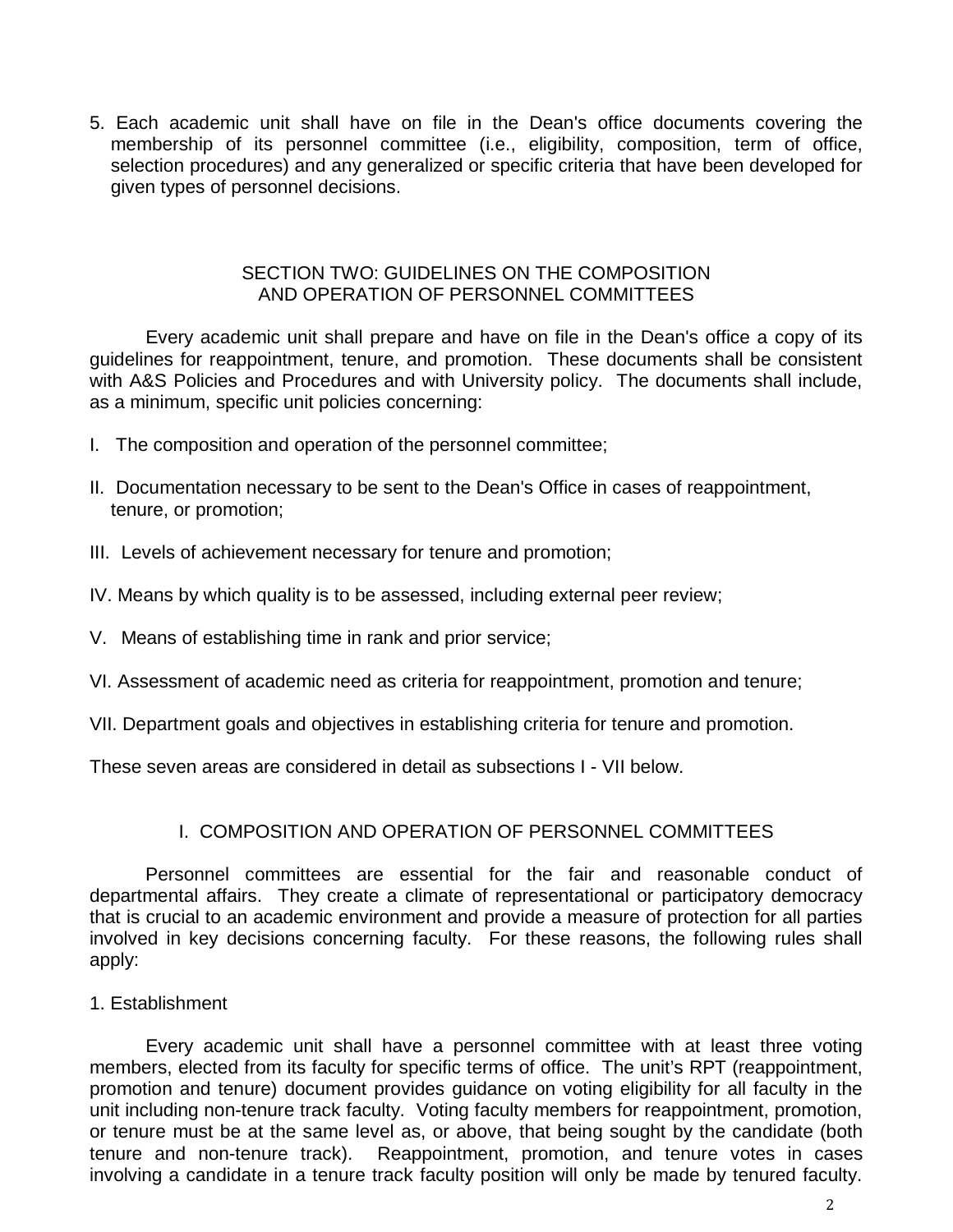5. Each academic unit shall have on file in the Dean's office documents covering the membership of its personnel committee (i.e., eligibility, composition, term of office, selection procedures) and any generalized or specific criteria that have been developed for given types of personnel decisions.

## SECTION TWO: GUIDELINES ON THE COMPOSITION AND OPERATION OF PERSONNEL COMMITTEES

Every academic unit shall prepare and have on file in the Dean's office a copy of its guidelines for reappointment, tenure, and promotion. These documents shall be consistent with A&S Policies and Procedures and with University policy. The documents shall include, as a minimum, specific unit policies concerning:

I. The composition and operation of the personnel committee;

II. Documentation necessary to be sent to the Dean's Office in cases of reappointment, tenure, or promotion;

III. Levels of achievement necessary for tenure and promotion;

IV. Means by which quality is to be assessed, including external peer review;

V. Means of establishing time in rank and prior service;

VI. Assessment of academic need as criteria for reappointment, promotion and tenure;

VII. Department goals and objectives in establishing criteria for tenure and promotion.

These seven areas are considered in detail as subsections I - VII below.

### I. COMPOSITION AND OPERATION OF PERSONNEL COMMITTEES

Personnel committees are essential for the fair and reasonable conduct of departmental affairs. They create a climate of representational or participatory democracy that is crucial to an academic environment and provide a measure of protection for all parties involved in key decisions concerning faculty. For these reasons, the following rules shall apply:

1. Establishment

Every academic unit shall have a personnel committee with at least three voting members, elected from its faculty for specific terms of office. The unit's RPT (reappointment, promotion and tenure) document provides guidance on voting eligibility for all faculty in the unit including non-tenure track faculty. Voting faculty members for reappointment, promotion, or tenure must be at the same level as, or above, that being sought by the candidate (both tenure and non-tenure track). Reappointment, promotion, and tenure votes in cases involving a candidate in a tenure track faculty position will only be made by tenured faculty.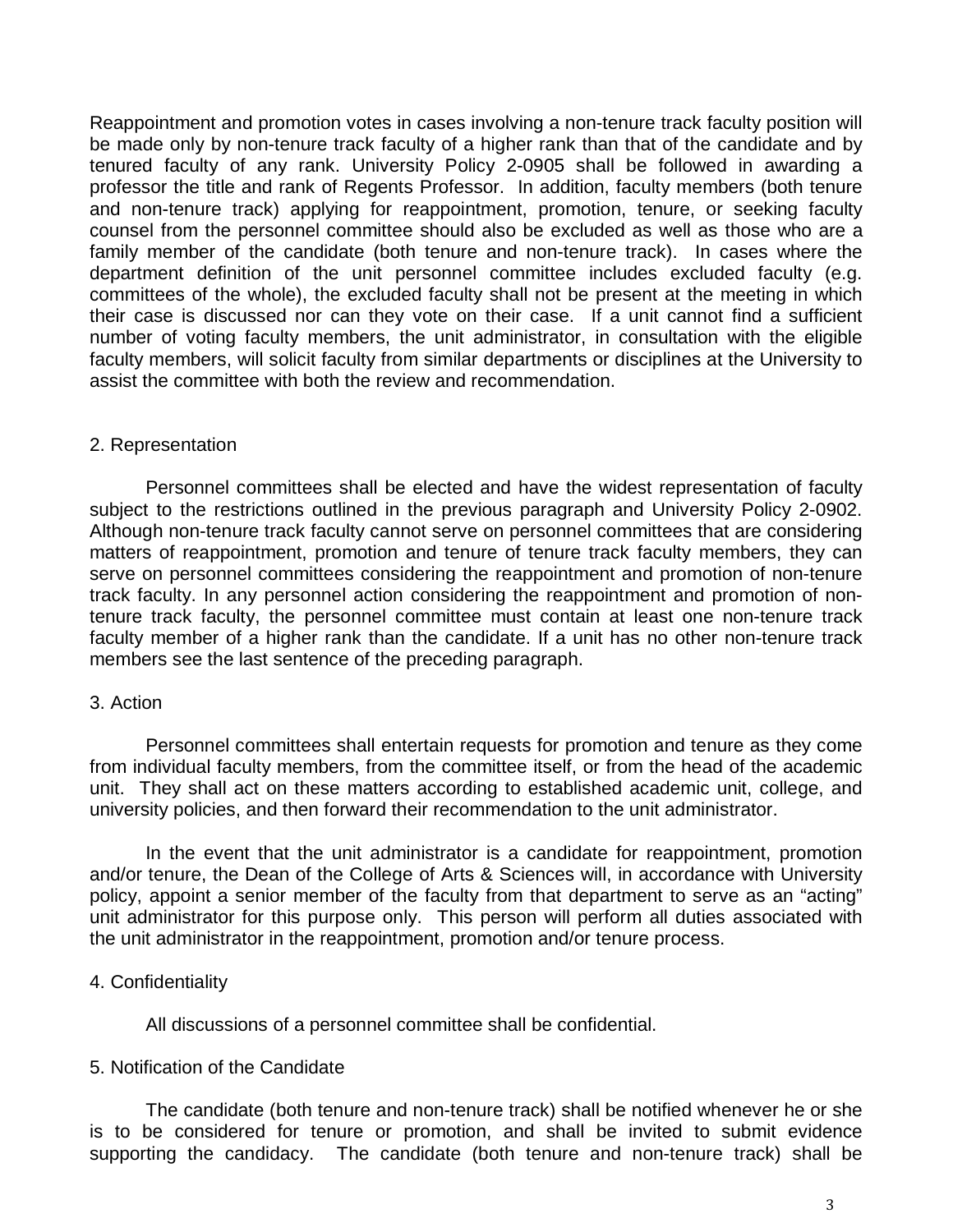Reappointment and promotion votes in cases involving a non-tenure track faculty position will be made only by non-tenure track faculty of a higher rank than that of the candidate and by tenured faculty of any rank. University Policy 2-0905 shall be followed in awarding a professor the title and rank of Regents Professor. In addition, faculty members (both tenure and non-tenure track) applying for reappointment, promotion, tenure, or seeking faculty counsel from the personnel committee should also be excluded as well as those who are a family member of the candidate (both tenure and non-tenure track). In cases where the department definition of the unit personnel committee includes excluded faculty (e.g. committees of the whole), the excluded faculty shall not be present at the meeting in which their case is discussed nor can they vote on their case. If a unit cannot find a sufficient number of voting faculty members, the unit administrator, in consultation with the eligible faculty members, will solicit faculty from similar departments or disciplines at the University to assist the committee with both the review and recommendation.

2. Representation

Personnel committees shall be elected and have the widest representation of faculty subject to the restrictions outlined in the previous paragraph and University Policy 2-0902. Although non-tenure track faculty cannot serve on personnel committees that are considering matters of reappointment, promotion and tenure of tenure track faculty members, they can serve on personnel committees considering the reappointment and promotion of non-tenure track faculty. In any personnel action considering the reappointment and promotion of non-tenure track faculty, the personnel committee must contain at least one non-tenure track faculty member of a higher rank than the candidate. If a unit has no other non-tenure track members see the last sentence of the preceding paragraph.

3. Action

Personnel committees shall entertain requests for promotion and tenure as they come from individual faculty members, from the committee itself, or from the head of the academic unit. They shall act on these matters according to established academic unit, college, and university policies, and then forward their recommendation to the unit administrator.

In the event that the unit administrator is a candidate for reappointment, promotion and/or tenure, the Dean of the College of Arts & Sciences will, in accordance with University policy, appoint a senior member of the faculty from that department to serve as an "acting" unit administrator for this purpose only. This person will perform all duties associated with the unit administrator in the reappointment, promotion and/or tenure process.

4. Confidentiality

All discussions of a personnel committee shall be confidential.

5. Notification of the Candidate

The candidate (both tenure and non-tenure track) shall be notified whenever he or she is to be considered for tenure or promotion, and shall be invited to submit evidence supporting the candidacy. The candidate (both tenure and non-tenure track) shall be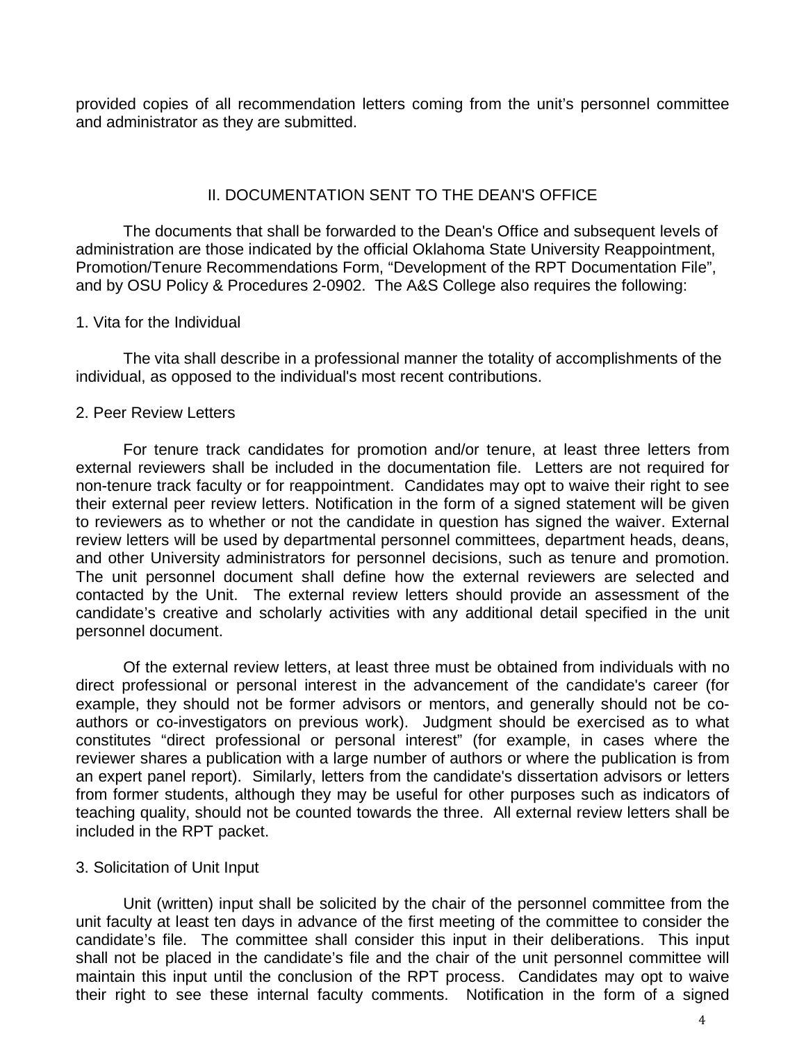provided copies of all recommendation letters coming from the unit's personnel committee and administrator as they are submitted.

## II. DOCUMENTATION SENT TO THE DEAN'S OFFICE

The documents that shall be forwarded to the Dean's Office and subsequent levels of administration are those indicated by the official Oklahoma State University Reappointment, Promotion/Tenure Recommendations Form, "Development of the RPT Documentation File", and by OSU Policy & Procedures 2-0902. The A&S College also requires the following:

1. Vita for the Individual

The vita shall describe in a professional manner the totality of accomplishments of the individual, as opposed to the individual's most recent contributions.

2. Peer Review Letters

For tenure track candidates for promotion and/or tenure, at least three letters from external reviewers shall be included in the documentation file. Letters are not required for non-tenure track faculty or for reappointment. Candidates may opt to waive their right to see their external peer review letters. Notification in the form of a signed statement will be given to reviewers as to whether or not the candidate in question has signed the waiver. External review letters will be used by departmental personnel committees, department heads, deans, and other University administrators for personnel decisions, such as tenure and promotion. The unit personnel document shall define how the external reviewers are selected and contacted by the Unit. The external review letters should provide an assessment of the candidate's creative and scholarly activities with any additional detail specified in the unit personnel document.

Of the external review letters, at least three must be obtained from individuals with no direct professional or personal interest in the advancement of the candidate's career (for example, they should not be former advisors or mentors, and generally should not be co-authors or co-investigators on previous work). Judgment should be exercised as to what constitutes "direct professional or personal interest" (for example, in cases where the reviewer shares a publication with a large number of authors or where the publication is from an expert panel report). Similarly, letters from the candidate's dissertation advisors or letters from former students, although they may be useful for other purposes such as indicators of teaching quality, should not be counted towards the three. All external review letters shall be included in the RPT packet.

3. Solicitation of Unit Input

Unit (written) input shall be solicited by the chair of the personnel committee from the unit faculty at least ten days in advance of the first meeting of the committee to consider the candidate's file. The committee shall consider this input in their deliberations. This input shall not be placed in the candidate's file and the chair of the unit personnel committee will maintain this input until the conclusion of the RPT process. Candidates may opt to waive their right to see these internal faculty comments. Notification in the form of a signed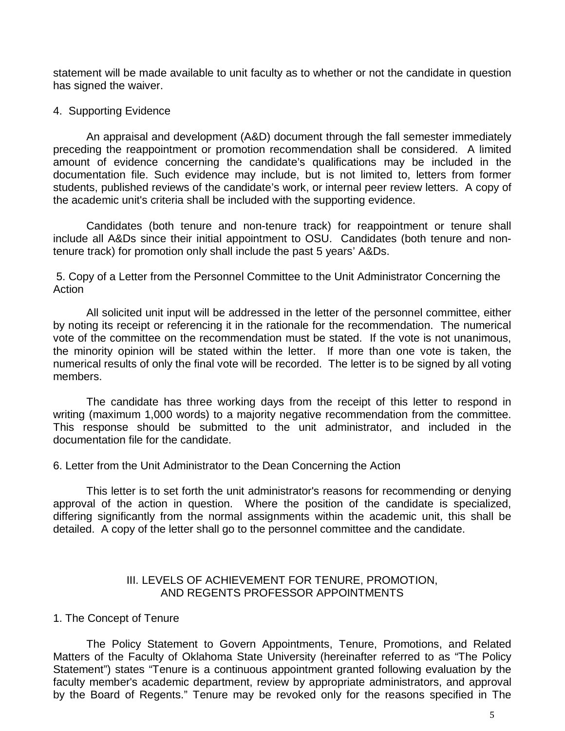statement will be made available to unit faculty as to whether or not the candidate in question has signed the waiver.

4. Supporting Evidence

An appraisal and development (A&D) document through the fall semester immediately preceding the reappointment or promotion recommendation shall be considered. A limited amount of evidence concerning the candidate's qualifications may be included in the documentation file. Such evidence may include, but is not limited to, letters from former students, published reviews of the candidate's work, or internal peer review letters. A copy of the academic unit's criteria shall be included with the supporting evidence.

Candidates (both tenure and non-tenure track) for reappointment or tenure shall include all A&Ds since their initial appointment to OSU. Candidates (both tenure and non-tenure track) for promotion only shall include the past 5 years' A&Ds.

5. Copy of a Letter from the Personnel Committee to the Unit Administrator Concerning the Action

All solicited unit input will be addressed in the letter of the personnel committee, either by noting its receipt or referencing it in the rationale for the recommendation. The numerical vote of the committee on the recommendation must be stated. If the vote is not unanimous, the minority opinion will be stated within the letter. If more than one vote is taken, the numerical results of only the final vote will be recorded. The letter is to be signed by all voting members.

The candidate has three working days from the receipt of this letter to respond in writing (maximum 1,000 words) to a majority negative recommendation from the committee. This response should be submitted to the unit administrator, and included in the documentation file for the candidate.

6. Letter from the Unit Administrator to the Dean Concerning the Action

This letter is to set forth the unit administrator's reasons for recommending or denying approval of the action in question. Where the position of the candidate is specialized, differing significantly from the normal assignments within the academic unit, this shall be detailed. A copy of the letter shall go to the personnel committee and the candidate.

## III. LEVELS OF ACHIEVEMENT FOR TENURE, PROMOTION, AND REGENTS PROFESSOR APPOINTMENTS

1. The Concept of Tenure

The Policy Statement to Govern Appointments, Tenure, Promotions, and Related Matters of the Faculty of Oklahoma State University (hereinafter referred to as "The Policy Statement") states "Tenure is a continuous appointment granted following evaluation by the faculty member's academic department, review by appropriate administrators, and approval by the Board of Regents." Tenure may be revoked only for the reasons specified in The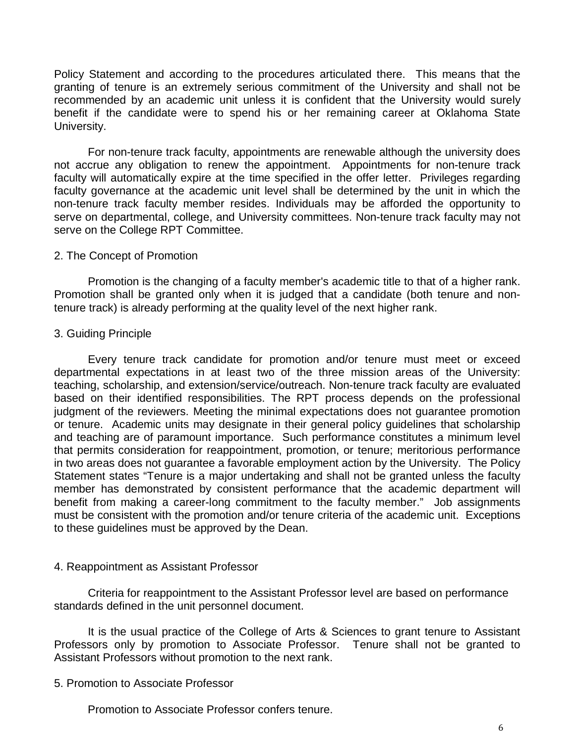Policy Statement and according to the procedures articulated there. This means that the granting of tenure is an extremely serious commitment of the University and shall not be recommended by an academic unit unless it is confident that the University would surely benefit if the candidate were to spend his or her remaining career at Oklahoma State University.

For non-tenure track faculty, appointments are renewable although the university does not accrue any obligation to renew the appointment. Appointments for non-tenure track faculty will automatically expire at the time specified in the offer letter. Privileges regarding faculty governance at the academic unit level shall be determined by the unit in which the non-tenure track faculty member resides. Individuals may be afforded the opportunity to serve on departmental, college, and University committees. Non-tenure track faculty may not serve on the College RPT Committee.

2. The Concept of Promotion

Promotion is the changing of a faculty member's academic title to that of a higher rank. Promotion shall be granted only when it is judged that a candidate (both tenure and non-tenure track) is already performing at the quality level of the next higher rank.

3. Guiding Principle

Every tenure track candidate for promotion and/or tenure must meet or exceed departmental expectations in at least two of the three mission areas of the University: teaching, scholarship, and extension/service/outreach. Non-tenure track faculty are evaluated based on their identified responsibilities. The RPT process depends on the professional judgment of the reviewers. Meeting the minimal expectations does not guarantee promotion or tenure. Academic units may designate in their general policy guidelines that scholarship and teaching are of paramount importance. Such performance constitutes a minimum level that permits consideration for reappointment, promotion, or tenure; meritorious performance in two areas does not guarantee a favorable employment action by the University. The Policy Statement states "Tenure is a major undertaking and shall not be granted unless the faculty member has demonstrated by consistent performance that the academic department will benefit from making a career-long commitment to the faculty member." Job assignments must be consistent with the promotion and/or tenure criteria of the academic unit. Exceptions to these guidelines must be approved by the Dean.

4. Reappointment as Assistant Professor

Criteria for reappointment to the Assistant Professor level are based on performance standards defined in the unit personnel document.

It is the usual practice of the College of Arts & Sciences to grant tenure to Assistant Professors only by promotion to Associate Professor. Tenure shall not be granted to Assistant Professors without promotion to the next rank.

5. Promotion to Associate Professor

Promotion to Associate Professor confers tenure.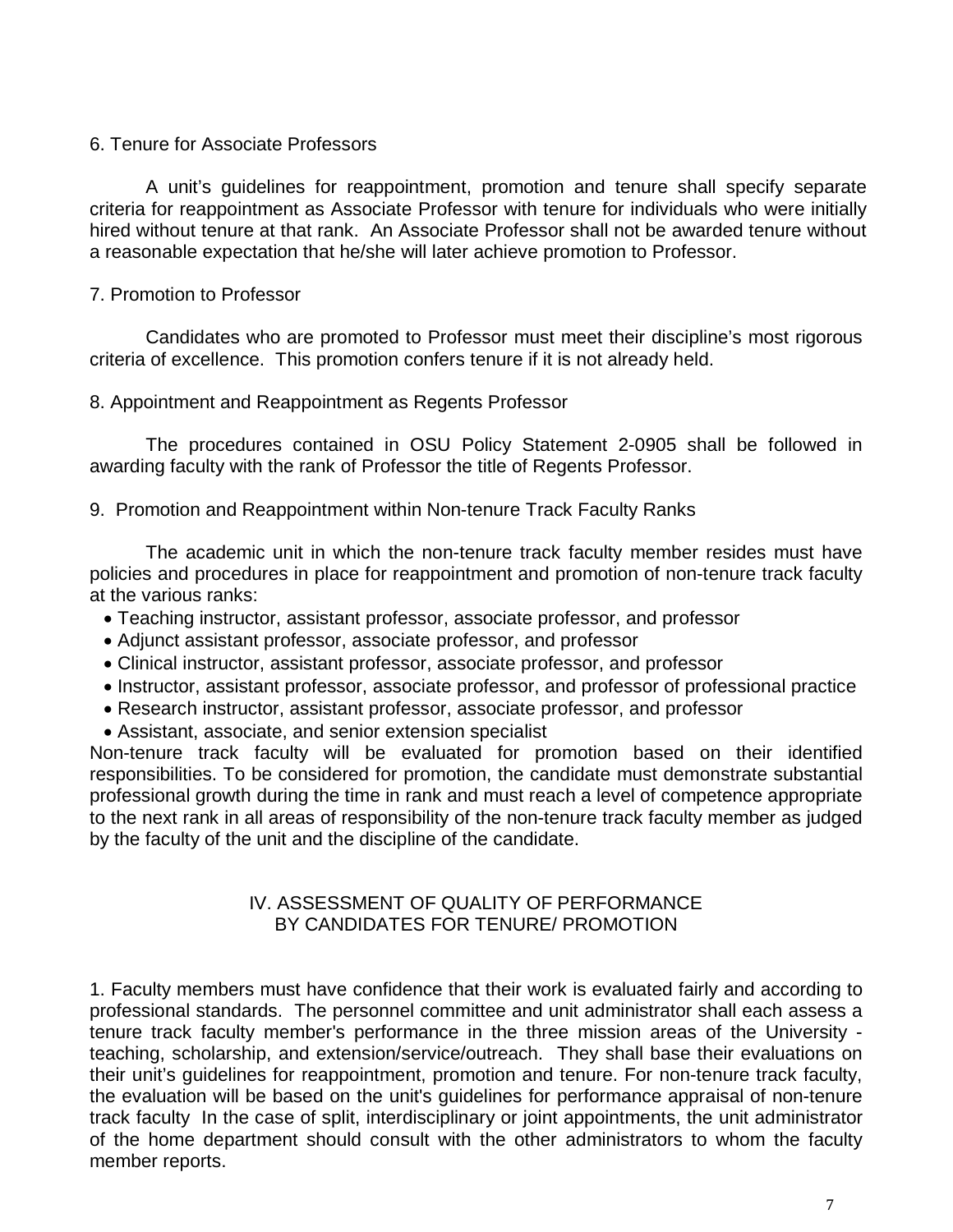6. Tenure for Associate Professors

A unit's guidelines for reappointment, promotion and tenure shall specify separate criteria for reappointment as Associate Professor with tenure for individuals who were initially hired without tenure at that rank. An Associate Professor shall not be awarded tenure without a reasonable expectation that he/she will later achieve promotion to Professor.

7. Promotion to Professor

Candidates who are promoted to Professor must meet their discipline's most rigorous criteria of excellence. This promotion confers tenure if it is not already held.

8. Appointment and Reappointment as Regents Professor

The procedures contained in OSU Policy Statement 2-0905 shall be followed in awarding faculty with the rank of Professor the title of Regents Professor.

9. Promotion and Reappointment within Non-tenure Track Faculty Ranks

The academic unit in which the non-tenure track faculty member resides must have policies and procedures in place for reappointment and promotion of non-tenure track faculty at the various ranks:

- Teaching instructor, assistant professor, associate professor, and professor
- Adjunct assistant professor, associate professor, and professor
- Clinical instructor, assistant professor, associate professor, and professor
- Instructor, assistant professor, associate professor, and professor of professional practice
- Research instructor, assistant professor, associate professor, and professor
- Assistant, associate, and senior extension specialist

Non-tenure track faculty will be evaluated for promotion based on their identified responsibilities. To be considered for promotion, the candidate must demonstrate substantial professional growth during the time in rank and must reach a level of competence appropriate to the next rank in all areas of responsibility of the non-tenure track faculty member as judged by the faculty of the unit and the discipline of the candidate.

## IV. ASSESSMENT OF QUALITY OF PERFORMANCE BY CANDIDATES FOR TENURE/ PROMOTION

1. Faculty members must have confidence that their work is evaluated fairly and according to professional standards. The personnel committee and unit administrator shall each assess a tenure track faculty member's performance in the three mission areas of the University - teaching, scholarship, and extension/service/outreach. They shall base their evaluations on their unit's guidelines for reappointment, promotion and tenure. For non-tenure track faculty, the evaluation will be based on the unit's guidelines for performance appraisal of non-tenure track faculty In the case of split, interdisciplinary or joint appointments, the unit administrator of the home department should consult with the other administrators to whom the faculty member reports.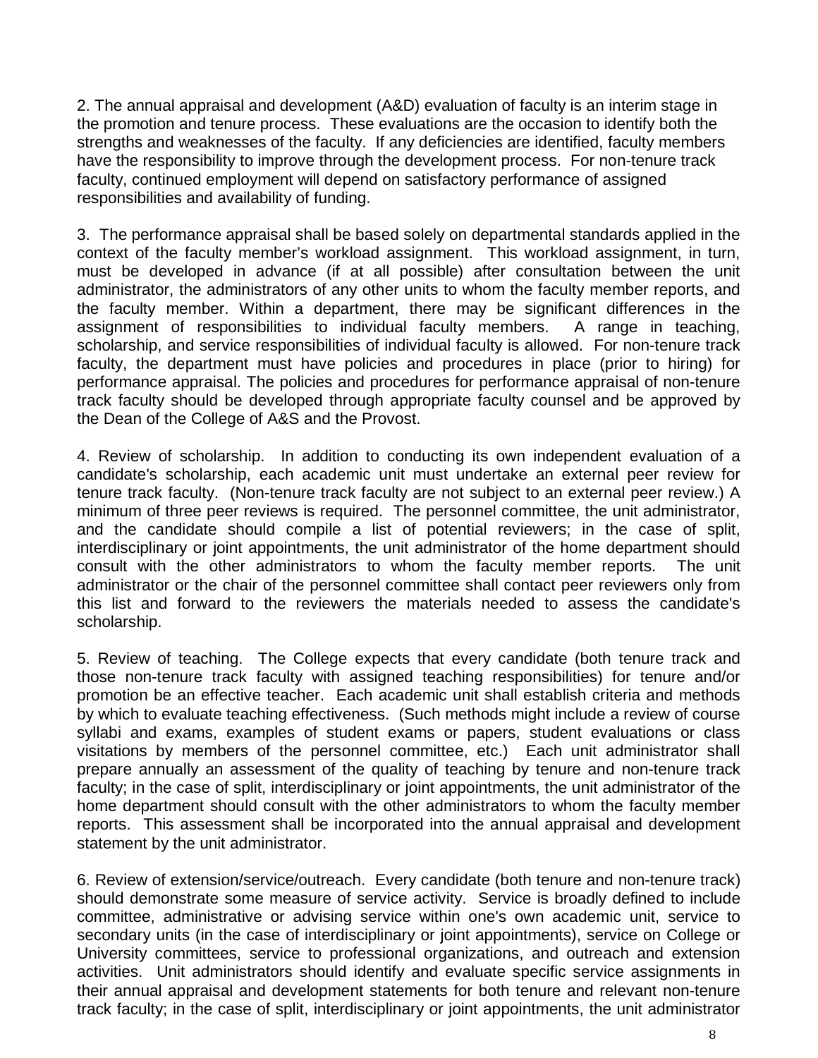2. The annual appraisal and development (A&D) evaluation of faculty is an interim stage in the promotion and tenure process. These evaluations are the occasion to identify both the strengths and weaknesses of the faculty. If any deficiencies are identified, faculty members have the responsibility to improve through the development process. For non-tenure track faculty, continued employment will depend on satisfactory performance of assigned responsibilities and availability of funding.

3. The performance appraisal shall be based solely on departmental standards applied in the context of the faculty member's workload assignment. This workload assignment, in turn, must be developed in advance (if at all possible) after consultation between the unit administrator, the administrators of any other units to whom the faculty member reports, and the faculty member. Within a department, there may be significant differences in the assignment of responsibilities to individual faculty members. A range in teaching, scholarship, and service responsibilities of individual faculty is allowed. For non-tenure track faculty, the department must have policies and procedures in place (prior to hiring) for performance appraisal. The policies and procedures for performance appraisal of non-tenure track faculty should be developed through appropriate faculty counsel and be approved by the Dean of the College of A&S and the Provost.

4. Review of scholarship. In addition to conducting its own independent evaluation of a candidate's scholarship, each academic unit must undertake an external peer review for tenure track faculty. (Non-tenure track faculty are not subject to an external peer review.) A minimum of three peer reviews is required. The personnel committee, the unit administrator, and the candidate should compile a list of potential reviewers; in the case of split, interdisciplinary or joint appointments, the unit administrator of the home department should consult with the other administrators to whom the faculty member reports. The unit administrator or the chair of the personnel committee shall contact peer reviewers only from this list and forward to the reviewers the materials needed to assess the candidate's scholarship.

5. Review of teaching. The College expects that every candidate (both tenure track and those non-tenure track faculty with assigned teaching responsibilities) for tenure and/or promotion be an effective teacher. Each academic unit shall establish criteria and methods by which to evaluate teaching effectiveness. (Such methods might include a review of course syllabi and exams, examples of student exams or papers, student evaluations or class visitations by members of the personnel committee, etc.) Each unit administrator shall prepare annually an assessment of the quality of teaching by tenure and non-tenure track faculty; in the case of split, interdisciplinary or joint appointments, the unit administrator of the home department should consult with the other administrators to whom the faculty member reports. This assessment shall be incorporated into the annual appraisal and development statement by the unit administrator.

6. Review of extension/service/outreach. Every candidate (both tenure and non-tenure track) should demonstrate some measure of service activity. Service is broadly defined to include committee, administrative or advising service within one's own academic unit, service to secondary units (in the case of interdisciplinary or joint appointments), service on College or University committees, service to professional organizations, and outreach and extension activities. Unit administrators should identify and evaluate specific service assignments in their annual appraisal and development statements for both tenure and relevant non-tenure track faculty; in the case of split, interdisciplinary or joint appointments, the unit administrator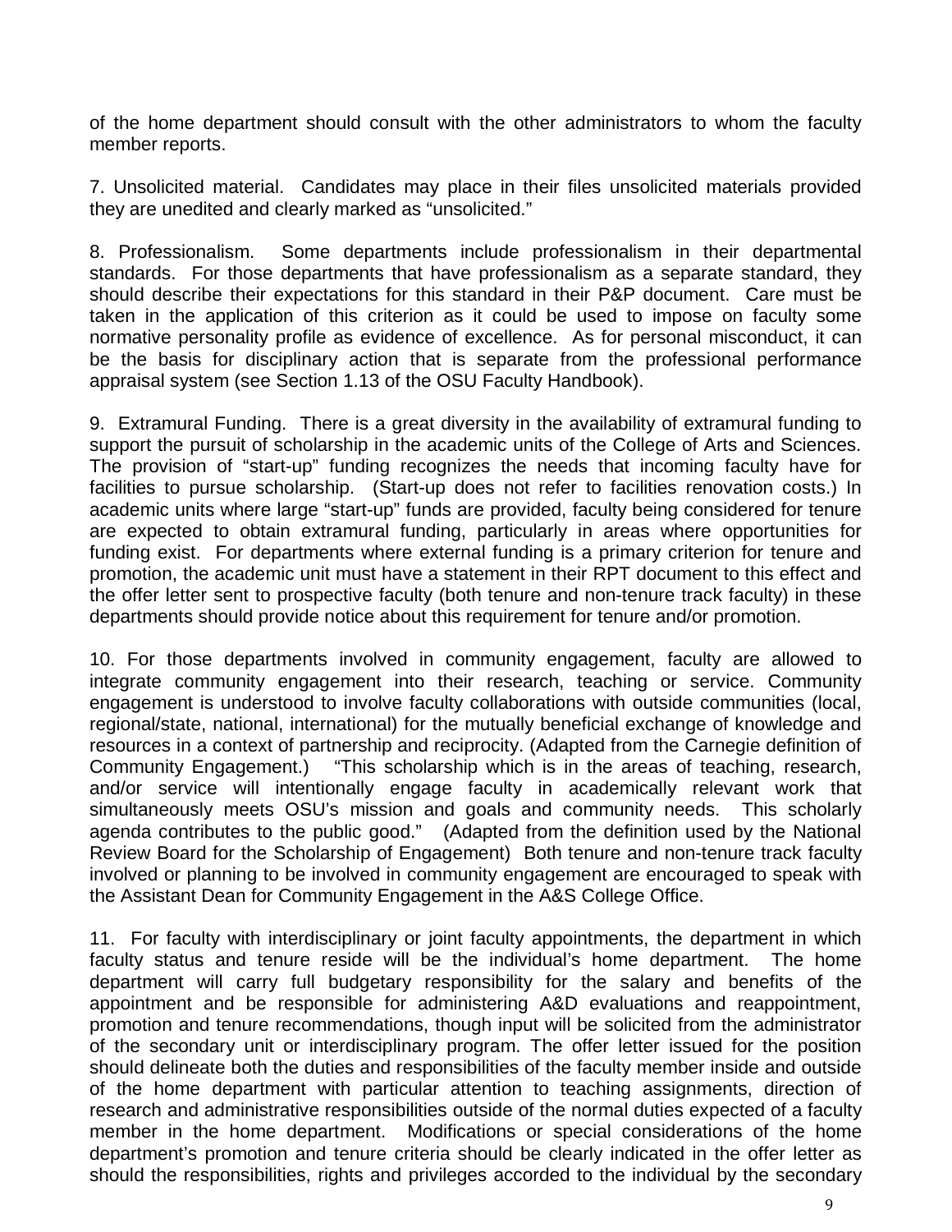of the home department should consult with the other administrators to whom the faculty member reports.

7. Unsolicited material. Candidates may place in their files unsolicited materials provided they are unedited and clearly marked as "unsolicited."

8. Professionalism. Some departments include professionalism in their departmental standards. For those departments that have professionalism as a separate standard, they should describe their expectations for this standard in their P&P document. Care must be taken in the application of this criterion as it could be used to impose on faculty some normative personality profile as evidence of excellence. As for personal misconduct, it can be the basis for disciplinary action that is separate from the professional performance appraisal system (see Section 1.13 of the OSU Faculty Handbook).

9. Extramural Funding. There is a great diversity in the availability of extramural funding to support the pursuit of scholarship in the academic units of the College of Arts and Sciences. The provision of "start-up" funding recognizes the needs that incoming faculty have for facilities to pursue scholarship. (Start-up does not refer to facilities renovation costs.) In academic units where large "start-up" funds are provided, faculty being considered for tenure are expected to obtain extramural funding, particularly in areas where opportunities for funding exist. For departments where external funding is a primary criterion for tenure and promotion, the academic unit must have a statement in their RPT document to this effect and the offer letter sent to prospective faculty (both tenure and non-tenure track faculty) in these departments should provide notice about this requirement for tenure and/or promotion.

10. For those departments involved in community engagement, faculty are allowed to integrate community engagement into their research, teaching or service. Community engagement is understood to involve faculty collaborations with outside communities (local, regional/state, national, international) for the mutually beneficial exchange of knowledge and resources in a context of partnership and reciprocity. (Adapted from the Carnegie definition of Community Engagement.) "This scholarship which is in the areas of teaching, research, and/or service will intentionally engage faculty in academically relevant work that simultaneously meets OSU's mission and goals and community needs. This scholarly agenda contributes to the public good." (Adapted from the definition used by the National Review Board for the Scholarship of Engagement) Both tenure and non-tenure track faculty involved or planning to be involved in community engagement are encouraged to speak with the Assistant Dean for Community Engagement in the A&S College Office.

11. For faculty with interdisciplinary or joint faculty appointments, the department in which faculty status and tenure reside will be the individual's home department. The home department will carry full budgetary responsibility for the salary and benefits of the appointment and be responsible for administering A&D evaluations and reappointment, promotion and tenure recommendations, though input will be solicited from the administrator of the secondary unit or interdisciplinary program. The offer letter issued for the position should delineate both the duties and responsibilities of the faculty member inside and outside of the home department with particular attention to teaching assignments, direction of research and administrative responsibilities outside of the normal duties expected of a faculty member in the home department. Modifications or special considerations of the home department's promotion and tenure criteria should be clearly indicated in the offer letter as should the responsibilities, rights and privileges accorded to the individual by the secondary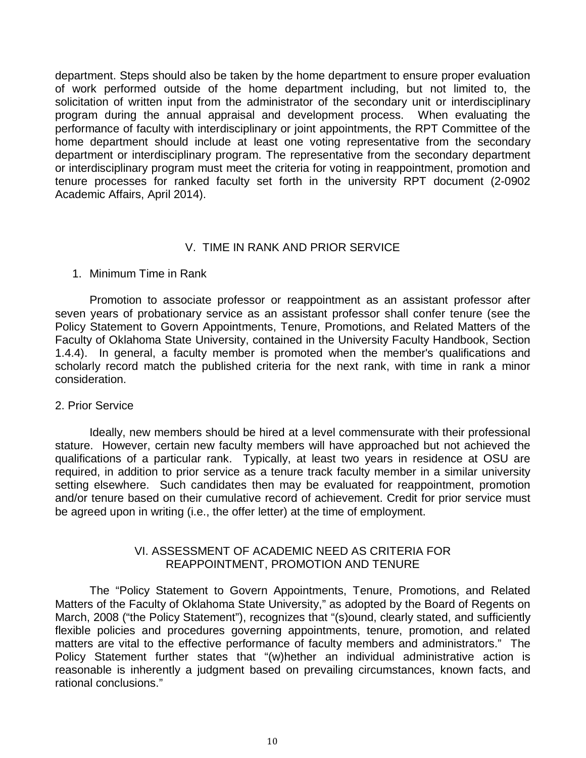department. Steps should also be taken by the home department to ensure proper evaluation of work performed outside of the home department including, but not limited to, the solicitation of written input from the administrator of the secondary unit or interdisciplinary program during the annual appraisal and development process. When evaluating the performance of faculty with interdisciplinary or joint appointments, the RPT Committee of the home department should include at least one voting representative from the secondary department or interdisciplinary program. The representative from the secondary department or interdisciplinary program must meet the criteria for voting in reappointment, promotion and tenure processes for ranked faculty set forth in the university RPT document (2-0902 Academic Affairs, April 2014).

## V. TIME IN RANK AND PRIOR SERVICE

1. Minimum Time in Rank

Promotion to associate professor or reappointment as an assistant professor after seven years of probationary service as an assistant professor shall confer tenure (see the Policy Statement to Govern Appointments, Tenure, Promotions, and Related Matters of the Faculty of Oklahoma State University, contained in the University Faculty Handbook, Section 1.4.4). In general, a faculty member is promoted when the member's qualifications and scholarly record match the published criteria for the next rank, with time in rank a minor consideration.

2. Prior Service

Ideally, new members should be hired at a level commensurate with their professional stature. However, certain new faculty members will have approached but not achieved the qualifications of a particular rank. Typically, at least two years in residence at OSU are required, in addition to prior service as a tenure track faculty member in a similar university setting elsewhere. Such candidates then may be evaluated for reappointment, promotion and/or tenure based on their cumulative record of achievement. Credit for prior service must be agreed upon in writing (i.e., the offer letter) at the time of employment.

## VI. ASSESSMENT OF ACADEMIC NEED AS CRITERIA FOR REAPPOINTMENT, PROMOTION AND TENURE

The “Policy Statement to Govern Appointments, Tenure, Promotions, and Related Matters of the Faculty of Oklahoma State University,” as adopted by the Board of Regents on March, 2008 (“the Policy Statement”), recognizes that “(s)ound, clearly stated, and sufficiently flexible policies and procedures governing appointments, tenure, promotion, and related matters are vital to the effective performance of faculty members and administrators.” The Policy Statement further states that “(w)hether an individual administrative action is reasonable is inherently a judgment based on prevailing circumstances, known facts, and rational conclusions.”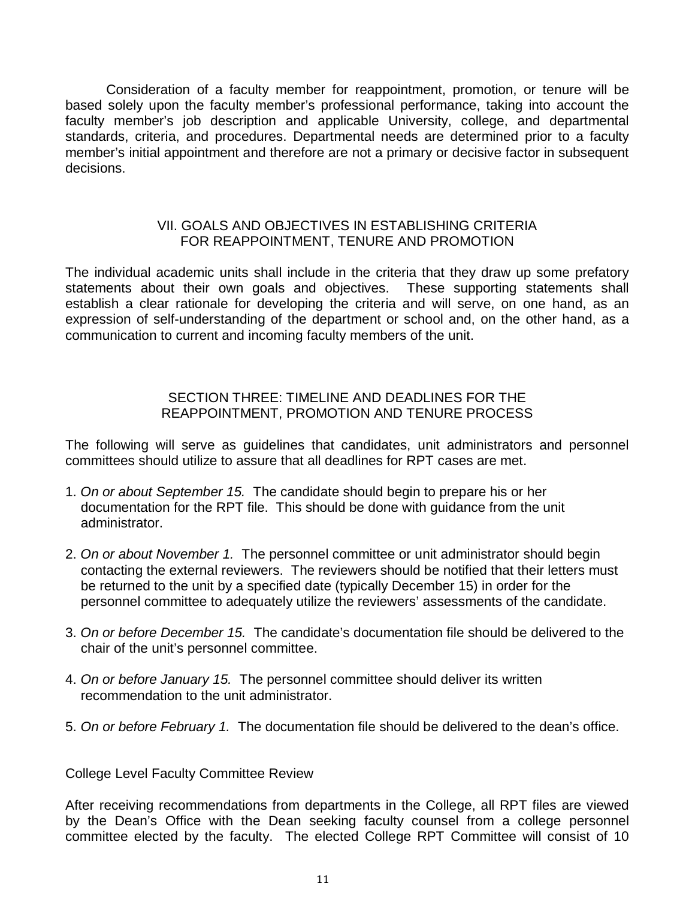Consideration of a faculty member for reappointment, promotion, or tenure will be based solely upon the faculty member's professional performance, taking into account the faculty member's job description and applicable University, college, and departmental standards, criteria, and procedures. Departmental needs are determined prior to a faculty member's initial appointment and therefore are not a primary or decisive factor in subsequent decisions.

## VII. GOALS AND OBJECTIVES IN ESTABLISHING CRITERIA FOR REAPPOINTMENT, TENURE AND PROMOTION

The individual academic units shall include in the criteria that they draw up some prefatory statements about their own goals and objectives. These supporting statements shall establish a clear rationale for developing the criteria and will serve, on one hand, as an expression of self-understanding of the department or school and, on the other hand, as a communication to current and incoming faculty members of the unit.

## SECTION THREE: TIMELINE AND DEADLINES FOR THE REAPPOINTMENT, PROMOTION AND TENURE PROCESS

The following will serve as guidelines that candidates, unit administrators and personnel committees should utilize to assure that all deadlines for RPT cases are met.

1. *On or about September 15.* The candidate should begin to prepare his or her documentation for the RPT file. This should be done with guidance from the unit administrator.

2. *On or about November 1.* The personnel committee or unit administrator should begin contacting the external reviewers. The reviewers should be notified that their letters must be returned to the unit by a specified date (typically December 15) in order for the personnel committee to adequately utilize the reviewers' assessments of the candidate.

3. *On or before December 15.* The candidate's documentation file should be delivered to the chair of the unit's personnel committee.

4. *On or before January 15.* The personnel committee should deliver its written recommendation to the unit administrator.

5. *On or before February 1.* The documentation file should be delivered to the dean's office.

### College Level Faculty Committee Review

After receiving recommendations from departments in the College, all RPT files are viewed by the Dean's Office with the Dean seeking faculty counsel from a college personnel committee elected by the faculty. The elected College RPT Committee will consist of 10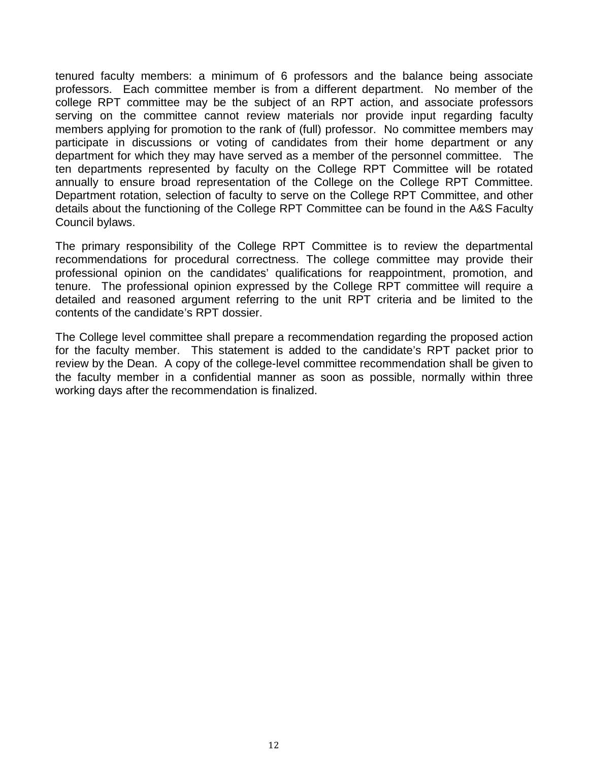tenured faculty members: a minimum of 6 professors and the balance being associate professors. Each committee member is from a different department. No member of the college RPT committee may be the subject of an RPT action, and associate professors serving on the committee cannot review materials nor provide input regarding faculty members applying for promotion to the rank of (full) professor. No committee members may participate in discussions or voting of candidates from their home department or any department for which they may have served as a member of the personnel committee. The ten departments represented by faculty on the College RPT Committee will be rotated annually to ensure broad representation of the College on the College RPT Committee. Department rotation, selection of faculty to serve on the College RPT Committee, and other details about the functioning of the College RPT Committee can be found in the A&S Faculty Council bylaws.

The primary responsibility of the College RPT Committee is to review the departmental recommendations for procedural correctness. The college committee may provide their professional opinion on the candidates' qualifications for reappointment, promotion, and tenure. The professional opinion expressed by the College RPT committee will require a detailed and reasoned argument referring to the unit RPT criteria and be limited to the contents of the candidate's RPT dossier.

The College level committee shall prepare a recommendation regarding the proposed action for the faculty member. This statement is added to the candidate's RPT packet prior to review by the Dean. A copy of the college-level committee recommendation shall be given to the faculty member in a confidential manner as soon as possible, normally within three working days after the recommendation is finalized.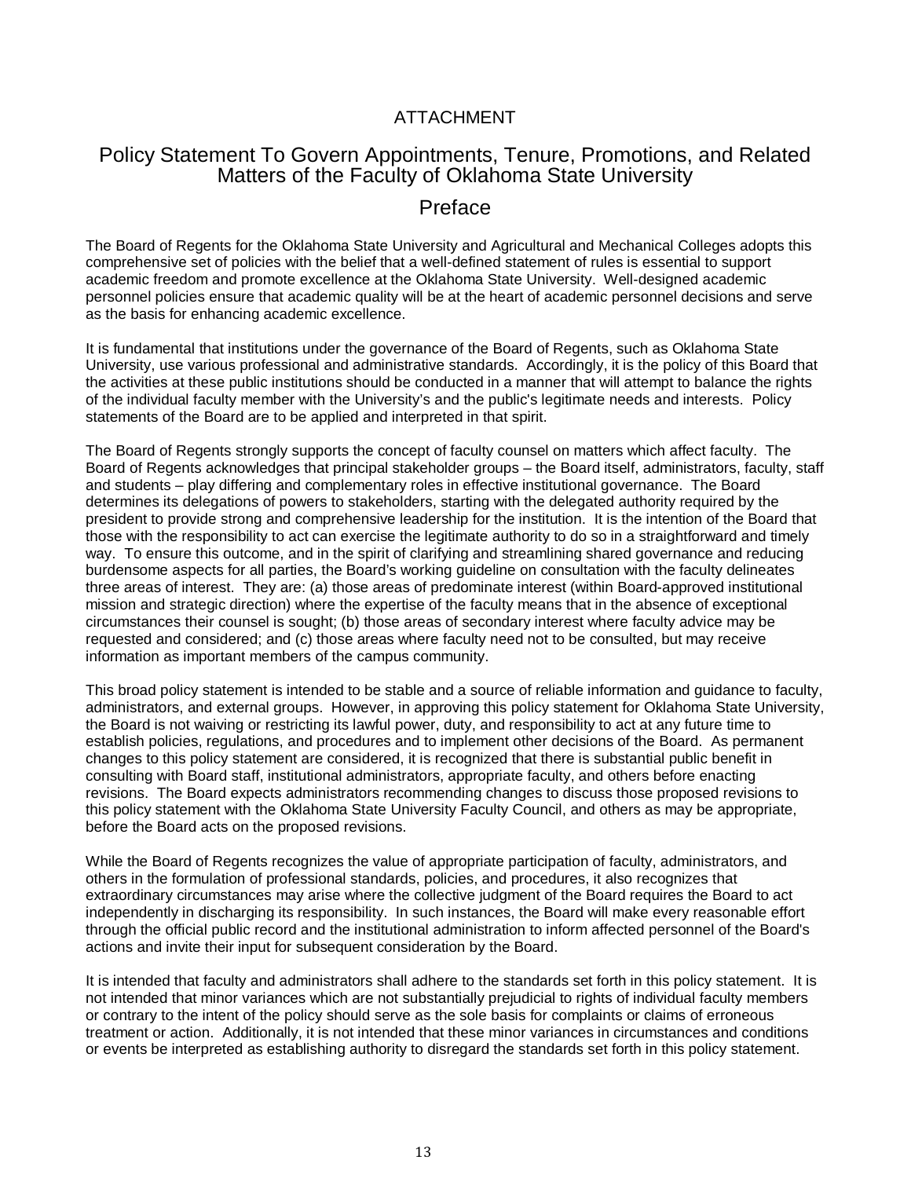ATTACHMENT

# Policy Statement To Govern Appointments, Tenure, Promotions, and Related Matters of the Faculty of Oklahoma State University

## Preface

The Board of Regents for the Oklahoma State University and Agricultural and Mechanical Colleges adopts this comprehensive set of policies with the belief that a well-defined statement of rules is essential to support academic freedom and promote excellence at the Oklahoma State University. Well-designed academic personnel policies ensure that academic quality will be at the heart of academic personnel decisions and serve as the basis for enhancing academic excellence.

It is fundamental that institutions under the governance of the Board of Regents, such as Oklahoma State University, use various professional and administrative standards. Accordingly, it is the policy of this Board that the activities at these public institutions should be conducted in a manner that will attempt to balance the rights of the individual faculty member with the University's and the public's legitimate needs and interests. Policy statements of the Board are to be applied and interpreted in that spirit.

The Board of Regents strongly supports the concept of faculty counsel on matters which affect faculty. The Board of Regents acknowledges that principal stakeholder groups – the Board itself, administrators, faculty, staff and students – play differing and complementary roles in effective institutional governance. The Board determines its delegations of powers to stakeholders, starting with the delegated authority required by the president to provide strong and comprehensive leadership for the institution. It is the intention of the Board that those with the responsibility to act can exercise the legitimate authority to do so in a straightforward and timely way. To ensure this outcome, and in the spirit of clarifying and streamlining shared governance and reducing burdensome aspects for all parties, the Board's working guideline on consultation with the faculty delineates three areas of interest. They are: (a) those areas of predominate interest (within Board-approved institutional mission and strategic direction) where the expertise of the faculty means that in the absence of exceptional circumstances their counsel is sought; (b) those areas of secondary interest where faculty advice may be requested and considered; and (c) those areas where faculty need not to be consulted, but may receive information as important members of the campus community.

This broad policy statement is intended to be stable and a source of reliable information and guidance to faculty, administrators, and external groups. However, in approving this policy statement for Oklahoma State University, the Board is not waiving or restricting its lawful power, duty, and responsibility to act at any future time to establish policies, regulations, and procedures and to implement other decisions of the Board. As permanent changes to this policy statement are considered, it is recognized that there is substantial public benefit in consulting with Board staff, institutional administrators, appropriate faculty, and others before enacting revisions. The Board expects administrators recommending changes to discuss those proposed revisions to this policy statement with the Oklahoma State University Faculty Council, and others as may be appropriate, before the Board acts on the proposed revisions.

While the Board of Regents recognizes the value of appropriate participation of faculty, administrators, and others in the formulation of professional standards, policies, and procedures, it also recognizes that extraordinary circumstances may arise where the collective judgment of the Board requires the Board to act independently in discharging its responsibility. In such instances, the Board will make every reasonable effort through the official public record and the institutional administration to inform affected personnel of the Board's actions and invite their input for subsequent consideration by the Board.

It is intended that faculty and administrators shall adhere to the standards set forth in this policy statement. It is not intended that minor variances which are not substantially prejudicial to rights of individual faculty members or contrary to the intent of the policy should serve as the sole basis for complaints or claims of erroneous treatment or action. Additionally, it is not intended that these minor variances in circumstances and conditions or events be interpreted as establishing authority to disregard the standards set forth in this policy statement.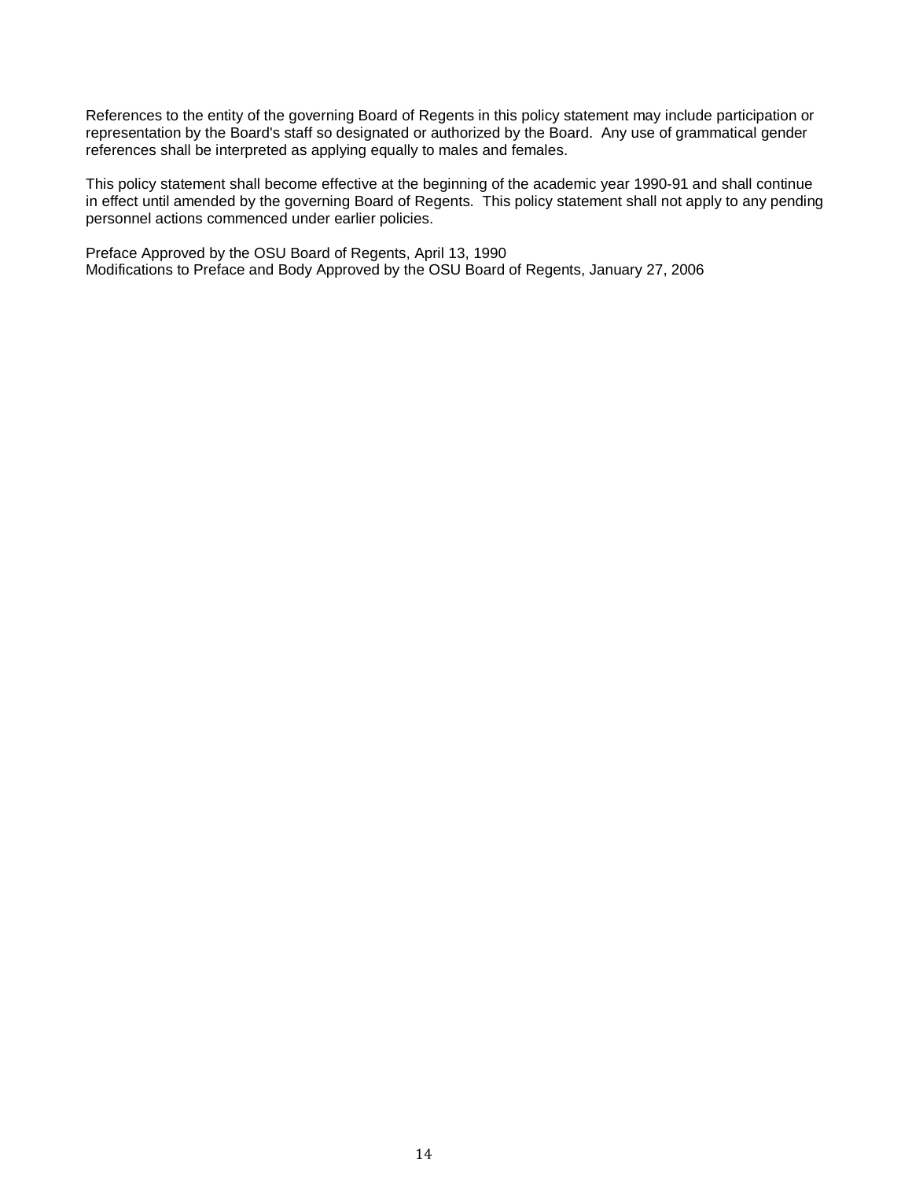References to the entity of the governing Board of Regents in this policy statement may include participation or representation by the Board's staff so designated or authorized by the Board. Any use of grammatical gender references shall be interpreted as applying equally to males and females.

This policy statement shall become effective at the beginning of the academic year 1990-91 and shall continue in effect until amended by the governing Board of Regents. This policy statement shall not apply to any pending personnel actions commenced under earlier policies.

Preface Approved by the OSU Board of Regents, April 13, 1990
Modifications to Preface and Body Approved by the OSU Board of Regents, January 27, 2006